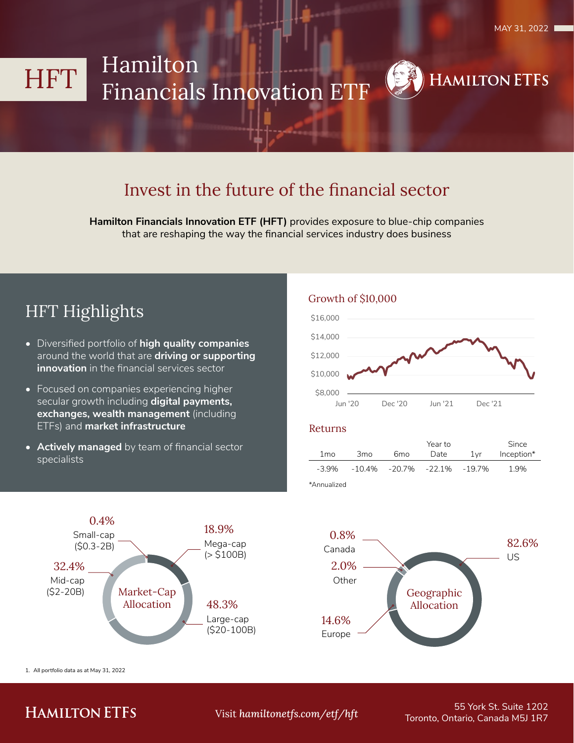MAY 31, 2022

# HFT Hamilton Financials Innovation ETF

HAMILTON ETFS

## Invest in the future of the financial sector

**Hamilton Financials Innovation ETF (HFT)** provides exposure to blue-chip companies that are reshaping the way the financial services industry does business

## HFT Highlights

- Diversified portfolio of **high quality companies** around the world that are **driving or supporting innovation** in the financial services sector
- Focused on companies experiencing higher secular growth including **digital payments, exchanges, wealth management** (including ETFs) and **market infrastructure**
- **Actively managed** by team of financial sector specialists

### Growth of $10,000

$16,000
$14,000
$12,000
$10,000
$8,000

Jun '20 Dec '20 Jun '21 Dec '21

### Returns

| 1mo | 3mo | 6mo | Year to Date | 1yr | Since Inception* |
|---|---|---|---|---|---|
| -3.9% | -10.4% | -20.7% | -22.1% | -19.7% | 1.9% |

*Annualized

### Market-Cap Allocation

- 0.4% Small-cap ($0.3-2B)
- 18.9% Mega-cap (> $100B)
- 32.4% Mid-cap ($2-20B)
- 48.3% Large-cap ($20-100B)

### Geographic Allocation

- 0.8% Canada
- 82.6% US
- 2.0% Other
- 14.6% Europe

1. All portfolio data as at May 31, 2022

HAMILTON ETFS

Visit *hamiltonetfs.com/etf/hft*

55 York St. Suite 1202
Toronto, Ontario, Canada M5J 1R7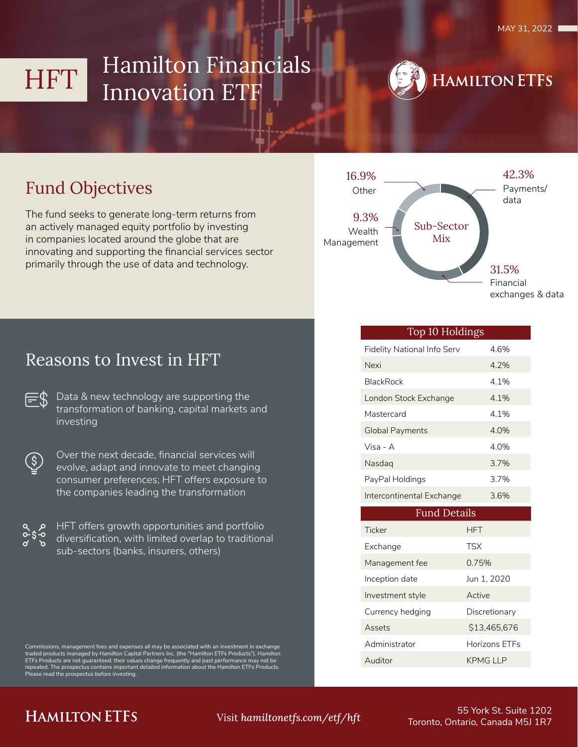MAY 31, 2022

# HFT Hamilton Financials Innovation ETF

HAMILTON ETFS

## Fund Objectives

The fund seeks to generate long-term returns from an actively managed equity portfolio by investing in companies located around the globe that are innovating and supporting the financial services sector primarily through the use of data and technology.

Sub-Sector Mix

16.9% Other

9.3% Wealth Management

42.3% Payments/ data

31.5% Financial exchanges & data

## Reasons to Invest in HFT

- Data & new technology are supporting the transformation of banking, capital markets and investing
- Over the next decade, financial services will evolve, adapt and innovate to meet changing consumer preferences; HFT offers exposure to the companies leading the transformation
- HFT offers growth opportunities and portfolio diversification, with limited overlap to traditional sub-sectors (banks, insurers, others)

| Top 10 Holdings | |
|---|---|
| Fidelity National Info Serv | 4.6% |
| Nexi | 4.2% |
| BlackRock | 4.1% |
| London Stock Exchange | 4.1% |
| Mastercard | 4.1% |
| Global Payments | 4.0% |
| Visa - A | 4.0% |
| Nasdaq | 3.7% |
| PayPal Holdings | 3.7% |
| Intercontinental Exchange | 3.6% |

| Fund Details | |
|---|---|
| Ticker | HFT |
| Exchange | TSX |
| Management fee | 0.75% |
| Inception date | Jun 1, 2020 |
| Investment style | Active |
| Currency hedging | Discretionary |
| Assets | $13,465,676 |
| Administrator | Horizons ETFs |
| Auditor | KPMG LLP |

Commissions, management fees and expenses all may be associated with an investment in exchange traded products managed by Hamilton Capital Partners Inc. (the "Hamilton ETFs Products"). Hamilton ETFs Products are not guaranteed, their values change frequently and past performance may not be repeated. The prospectus contains important detailed information about the Hamilton ETFs Products. Please read the prospectus before investing.

HAMILTON ETFS

Visit *hamiltonetfs.com/etf/hft*

55 York St. Suite 1202
Toronto, Ontario, Canada M5J 1R7